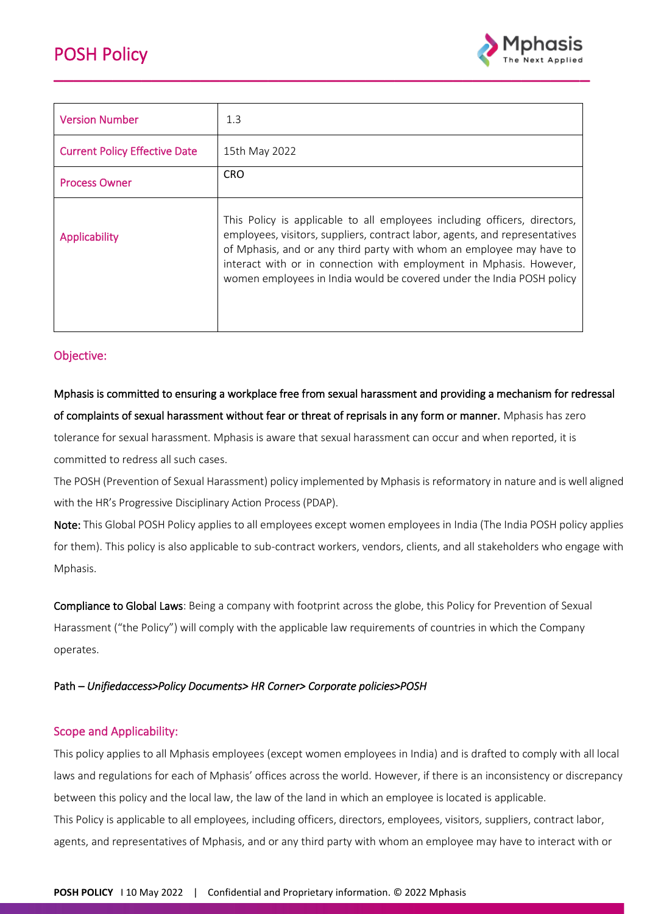# POSH Policy

| Version Number | 1.3 |
|---|---|
| Current Policy Effective Date | 15th May 2022 |
| Process Owner | CRO |
| Applicability | This Policy is applicable to all employees including officers, directors, employees, visitors, suppliers, contract labor, agents, and representatives of Mphasis, and or any third party with whom an employee may have to interact with or in connection with employment in Mphasis. However, women employees in India would be covered under the India POSH policy |

## Objective:

**Mphasis is committed to ensuring a workplace free from sexual harassment and providing a mechanism for redressal of complaints of sexual harassment without fear or threat of reprisals in any form or manner.** Mphasis has zero tolerance for sexual harassment. Mphasis is aware that sexual harassment can occur and when reported, it is committed to redress all such cases.

The POSH (Prevention of Sexual Harassment) policy implemented by Mphasis is reformatory in nature and is well aligned with the HR's Progressive Disciplinary Action Process (PDAP).

**Note:** This Global POSH Policy applies to all employees except women employees in India (The India POSH policy applies for them). This policy is also applicable to sub-contract workers, vendors, clients, and all stakeholders who engage with Mphasis.

**Compliance to Global Laws**: Being a company with footprint across the globe, this Policy for Prevention of Sexual Harassment ("the Policy") will comply with the applicable law requirements of countries in which the Company operates.

Path – *Unifiedaccess>Policy Documents> HR Corner> Corporate policies>POSH*

## Scope and Applicability:

This policy applies to all Mphasis employees (except women employees in India) and is drafted to comply with all local laws and regulations for each of Mphasis' offices across the world. However, if there is an inconsistency or discrepancy between this policy and the local law, the law of the land in which an employee is located is applicable.

This Policy is applicable to all employees, including officers, directors, employees, visitors, suppliers, contract labor, agents, and representatives of Mphasis, and or any third party with whom an employee may have to interact with or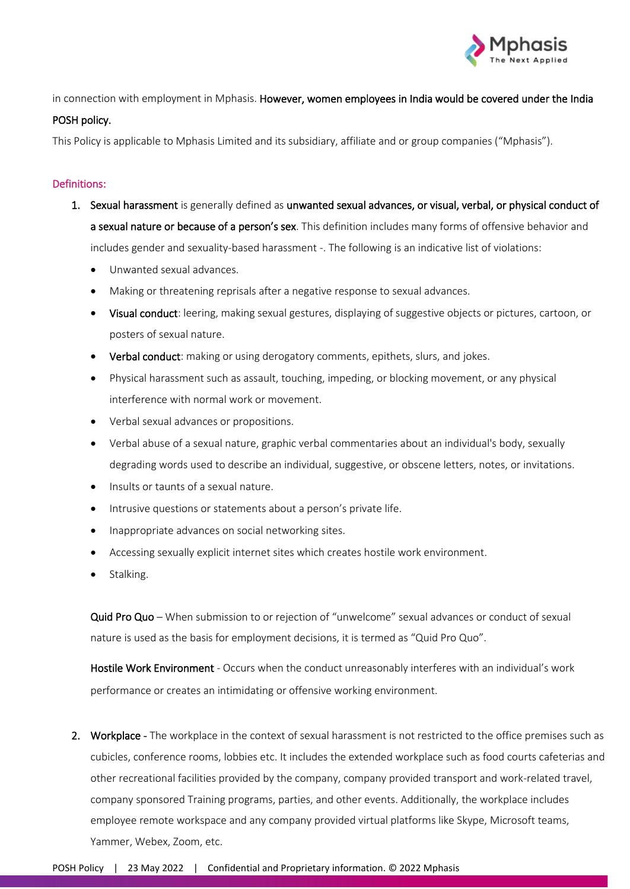in connection with employment in Mphasis. **However, women employees in India would be covered under the India POSH policy.**

This Policy is applicable to Mphasis Limited and its subsidiary, affiliate and or group companies ("Mphasis").

## Definitions:

1. **Sexual harassment** is generally defined as **unwanted sexual advances, or visual, verbal, or physical conduct of a sexual nature or because of a person's sex**. This definition includes many forms of offensive behavior and includes gender and sexuality-based harassment -. The following is an indicative list of violations:
   - Unwanted sexual advances.
   - Making or threatening reprisals after a negative response to sexual advances.
   - **Visual conduct**: leering, making sexual gestures, displaying of suggestive objects or pictures, cartoon, or posters of sexual nature.
   - **Verbal conduct**: making or using derogatory comments, epithets, slurs, and jokes.
   - Physical harassment such as assault, touching, impeding, or blocking movement, or any physical interference with normal work or movement.
   - Verbal sexual advances or propositions.
   - Verbal abuse of a sexual nature, graphic verbal commentaries about an individual's body, sexually degrading words used to describe an individual, suggestive, or obscene letters, notes, or invitations.
   - Insults or taunts of a sexual nature.
   - Intrusive questions or statements about a person's private life.
   - Inappropriate advances on social networking sites.
   - Accessing sexually explicit internet sites which creates hostile work environment.
   - Stalking.

   **Quid Pro Quo** – When submission to or rejection of "unwelcome" sexual advances or conduct of sexual nature is used as the basis for employment decisions, it is termed as "Quid Pro Quo".

   **Hostile Work Environment** - Occurs when the conduct unreasonably interferes with an individual's work performance or creates an intimidating or offensive working environment.

2. **Workplace** - The workplace in the context of sexual harassment is not restricted to the office premises such as cubicles, conference rooms, lobbies etc. It includes the extended workplace such as food courts cafeterias and other recreational facilities provided by the company, company provided transport and work-related travel, company sponsored Training programs, parties, and other events. Additionally, the workplace includes employee remote workspace and any company provided virtual platforms like Skype, Microsoft teams, Yammer, Webex, Zoom, etc.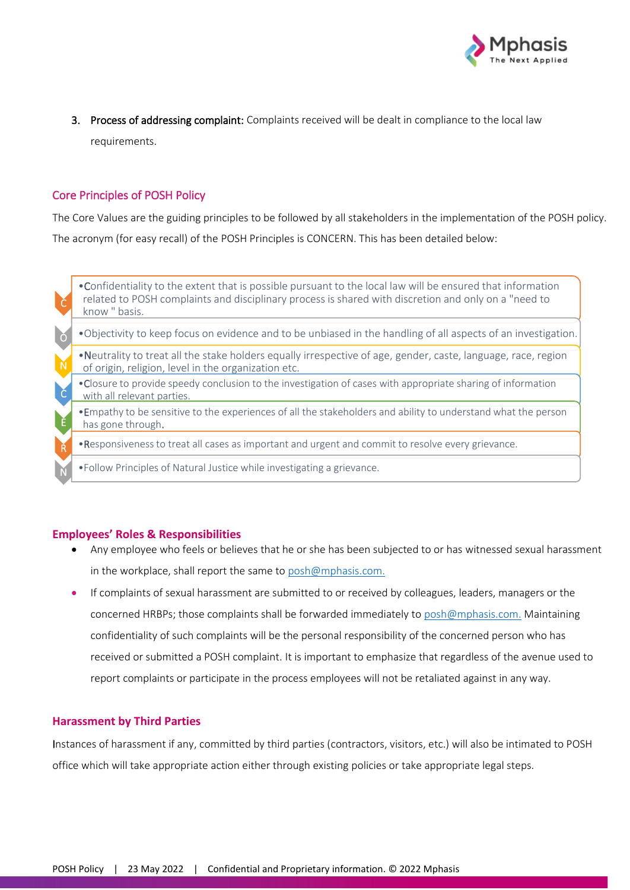3. **Process of addressing complaint:** Complaints received will be dealt in compliance to the local law requirements.

## Core Principles of POSH Policy

The Core Values are the guiding principles to be followed by all stakeholders in the implementation of the POSH policy. The acronym (for easy recall) of the POSH Principles is CONCERN. This has been detailed below:

- **C** – Confidentiality to the extent that is possible pursuant to the local law will be ensured that information related to POSH complaints and disciplinary process is shared with discretion and only on a "need to know " basis.
- **O** – Objectivity to keep focus on evidence and to be unbiased in the handling of all aspects of an investigation.
- **N** – Neutrality to treat all the stake holders equally irrespective of age, gender, caste, language, race, region of origin, religion, level in the organization etc.
- **C** – Closure to provide speedy conclusion to the investigation of cases with appropriate sharing of information with all relevant parties.
- **E** – Empathy to be sensitive to the experiences of all the stakeholders and ability to understand what the person has gone through.
- **R** – Responsiveness to treat all cases as important and urgent and commit to resolve every grievance.
- **N** – Follow Principles of Natural Justice while investigating a grievance.

## Employees' Roles & Responsibilities

- Any employee who feels or believes that he or she has been subjected to or has witnessed sexual harassment in the workplace, shall report the same to posh@mphasis.com.
- If complaints of sexual harassment are submitted to or received by colleagues, leaders, managers or the concerned HRBPs; those complaints shall be forwarded immediately to posh@mphasis.com. Maintaining confidentiality of such complaints will be the personal responsibility of the concerned person who has received or submitted a POSH complaint. It is important to emphasize that regardless of the avenue used to report complaints or participate in the process employees will not be retaliated against in any way.

## Harassment by Third Parties

Instances of harassment if any, committed by third parties (contractors, visitors, etc.) will also be intimated to POSH office which will take appropriate action either through existing policies or take appropriate legal steps.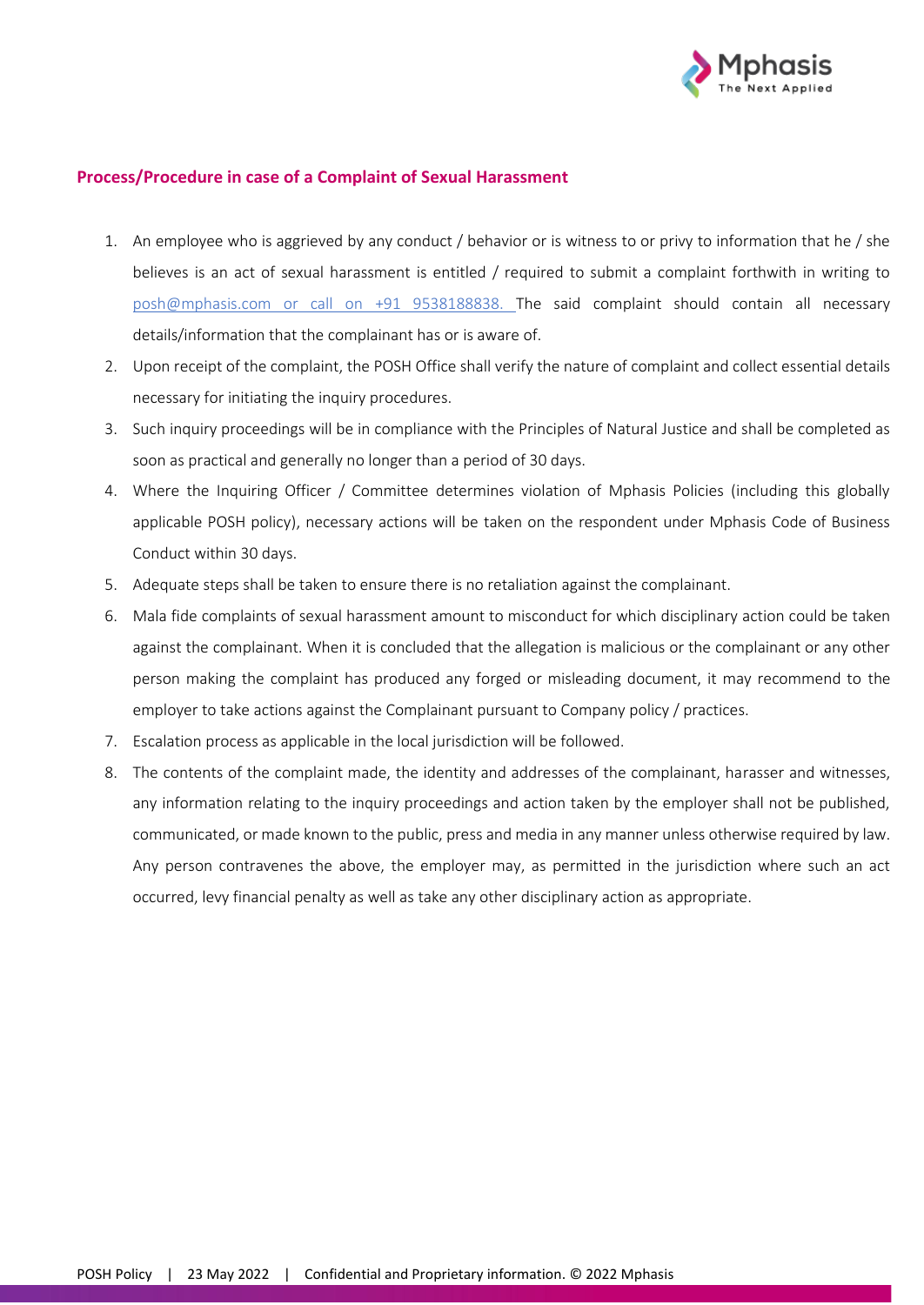## Process/Procedure in case of a Complaint of Sexual Harassment

1. An employee who is aggrieved by any conduct / behavior or is witness to or privy to information that he / she believes is an act of sexual harassment is entitled / required to submit a complaint forthwith in writing to posh@mphasis.com or call on +91 9538188838. The said complaint should contain all necessary details/information that the complainant has or is aware of.
2. Upon receipt of the complaint, the POSH Office shall verify the nature of complaint and collect essential details necessary for initiating the inquiry procedures.
3. Such inquiry proceedings will be in compliance with the Principles of Natural Justice and shall be completed as soon as practical and generally no longer than a period of 30 days.
4. Where the Inquiring Officer / Committee determines violation of Mphasis Policies (including this globally applicable POSH policy), necessary actions will be taken on the respondent under Mphasis Code of Business Conduct within 30 days.
5. Adequate steps shall be taken to ensure there is no retaliation against the complainant.
6. Mala fide complaints of sexual harassment amount to misconduct for which disciplinary action could be taken against the complainant. When it is concluded that the allegation is malicious or the complainant or any other person making the complaint has produced any forged or misleading document, it may recommend to the employer to take actions against the Complainant pursuant to Company policy / practices.
7. Escalation process as applicable in the local jurisdiction will be followed.
8. The contents of the complaint made, the identity and addresses of the complainant, harasser and witnesses, any information relating to the inquiry proceedings and action taken by the employer shall not be published, communicated, or made known to the public, press and media in any manner unless otherwise required by law. Any person contravenes the above, the employer may, as permitted in the jurisdiction where such an act occurred, levy financial penalty as well as take any other disciplinary action as appropriate.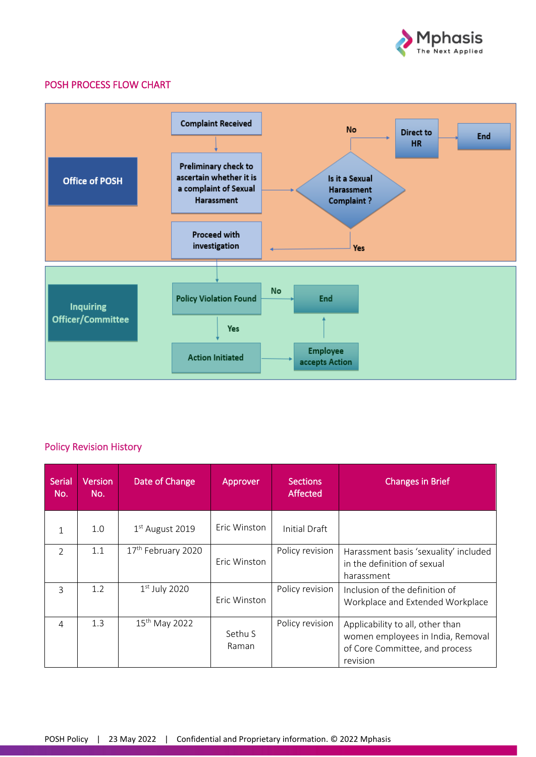## POSH PROCESS FLOW CHART

Office of POSH

Complaint Received

Preliminary check to ascertain whether it is a complaint of Sexual Harassment

Is it a Sexual Harassment Complaint ?

No

Direct to HR

End

Yes

Proceed with investigation

Inquiring Officer/Committee

Policy Violation Found

No

End

Yes

Action Initiated

Employee accepts Action

## Policy Revision History

| Serial No. | Version No. | Date of Change | Approver | Sections Affected | Changes in Brief |
|---|---|---|---|---|---|
| 1 | 1.0 | 1st August 2019 | Eric Winston | Initial Draft | |
| 2 | 1.1 | 17th February 2020 | Eric Winston | Policy revision | Harassment basis 'sexuality' included in the definition of sexual harassment |
| 3 | 1.2 | 1st July 2020 | Eric Winston | Policy revision | Inclusion of the definition of Workplace and Extended Workplace |
| 4 | 1.3 | 15th May 2022 | Sethu S Raman | Policy revision | Applicability to all, other than women employees in India, Removal of Core Committee, and process revision |